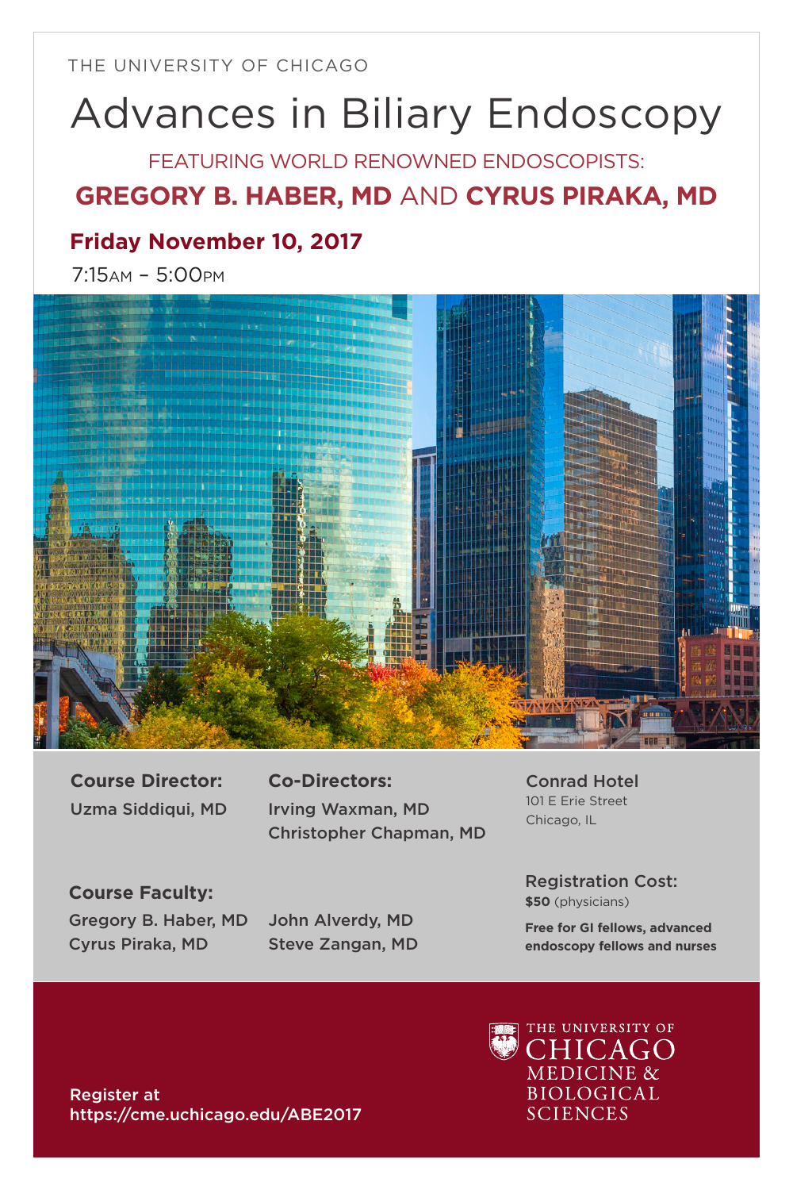THE UNIVERSITY OF CHICAGO

# Advances in Biliary Endoscopy

FEATURING WORLD RENOWNED ENDOSCOPISTS:

## GREGORY B. HABER, MD AND CYRUS PIRAKA, MD

**Friday November 10, 2017**

7:15AM – 5:00PM

**Course Director:**
Uzma Siddiqui, MD

**Co-Directors:**
Irving Waxman, MD
Christopher Chapman, MD

**Conrad Hotel**
101 E Erie Street
Chicago, IL

**Course Faculty:**
Gregory B. Haber, MD
Cyrus Piraka, MD
John Alverdy, MD
Steve Zangan, MD

**Registration Cost:**
**$50** (physicians)

**Free for GI fellows, advanced endoscopy fellows and nurses**

Register at
https://cme.uchicago.edu/ABE2017

THE UNIVERSITY OF CHICAGO MEDICINE & BIOLOGICAL SCIENCES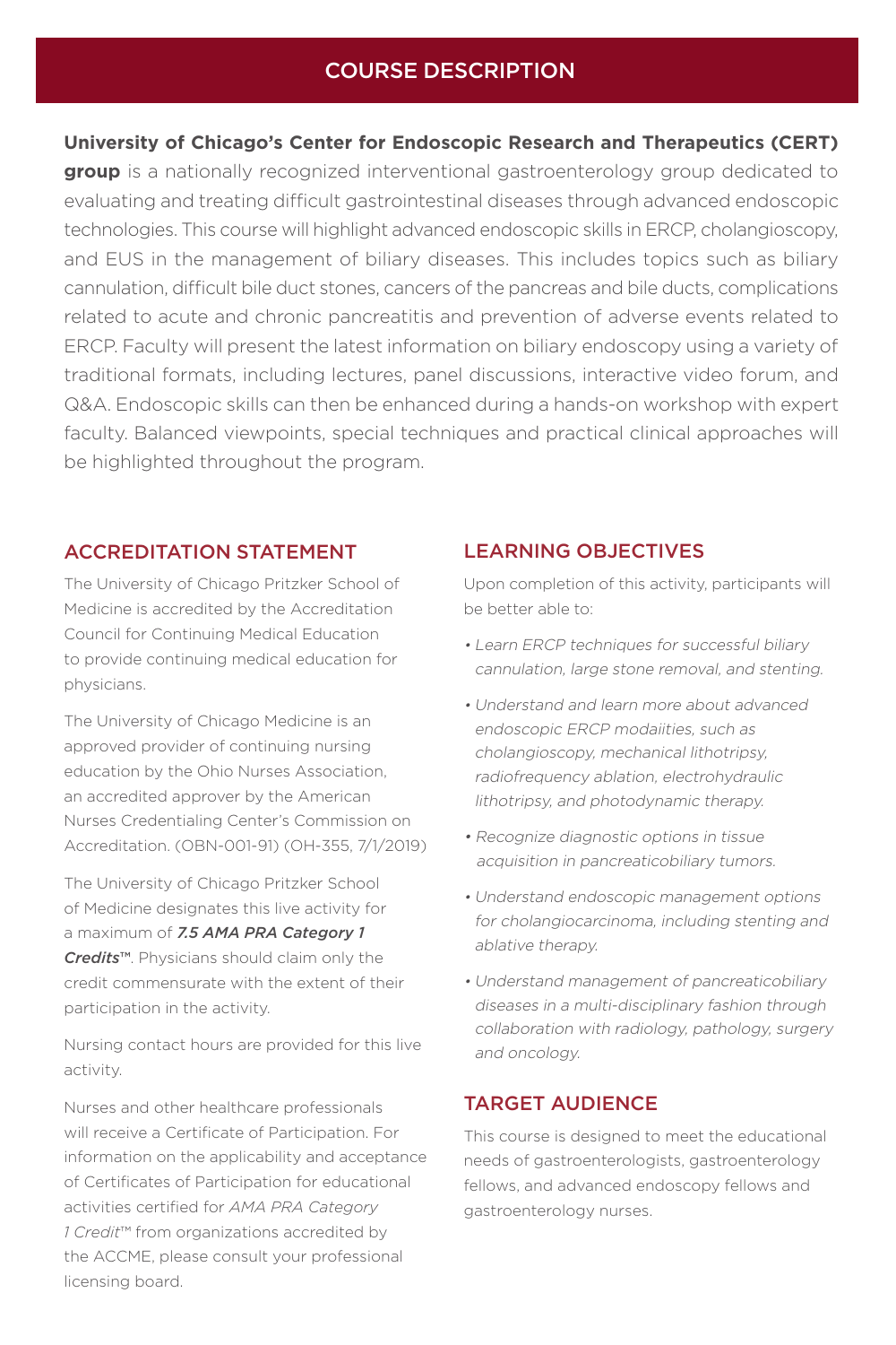## COURSE DESCRIPTION

**University of Chicago's Center for Endoscopic Research and Therapeutics (CERT) group** is a nationally recognized interventional gastroenterology group dedicated to evaluating and treating difficult gastrointestinal diseases through advanced endoscopic technologies. This course will highlight advanced endoscopic skills in ERCP, cholangioscopy, and EUS in the management of biliary diseases. This includes topics such as biliary cannulation, difficult bile duct stones, cancers of the pancreas and bile ducts, complications related to acute and chronic pancreatitis and prevention of adverse events related to ERCP. Faculty will present the latest information on biliary endoscopy using a variety of traditional formats, including lectures, panel discussions, interactive video forum, and Q&A. Endoscopic skills can then be enhanced during a hands-on workshop with expert faculty. Balanced viewpoints, special techniques and practical clinical approaches will be highlighted throughout the program.

## ACCREDITATION STATEMENT

The University of Chicago Pritzker School of Medicine is accredited by the Accreditation Council for Continuing Medical Education to provide continuing medical education for physicians.

The University of Chicago Medicine is an approved provider of continuing nursing education by the Ohio Nurses Association, an accredited approver by the American Nurses Credentialing Center's Commission on Accreditation. (OBN-001-91) (OH-355, 7/1/2019)

The University of Chicago Pritzker School of Medicine designates this live activity for a maximum of ***7.5 AMA PRA Category 1 Credits***™. Physicians should claim only the credit commensurate with the extent of their participation in the activity.

Nursing contact hours are provided for this live activity.

Nurses and other healthcare professionals will receive a Certificate of Participation. For information on the applicability and acceptance of Certificates of Participation for educational activities certified for *AMA PRA Category 1 Credit*™ from organizations accredited by the ACCME, please consult your professional licensing board.

## LEARNING OBJECTIVES

Upon completion of this activity, participants will be better able to:

- *Learn ERCP techniques for successful biliary cannulation, large stone removal, and stenting.*
- *Understand and learn more about advanced endoscopic ERCP modaiities, such as cholangioscopy, mechanical lithotripsy, radiofrequency ablation, electrohydraulic lithotripsy, and photodynamic therapy.*
- *Recognize diagnostic options in tissue acquisition in pancreaticobiliary tumors.*
- *Understand endoscopic management options for cholangiocarcinoma, including stenting and ablative therapy.*
- *Understand management of pancreaticobiliary diseases in a multi-disciplinary fashion through collaboration with radiology, pathology, surgery and oncology.*

## TARGET AUDIENCE

This course is designed to meet the educational needs of gastroenterologists, gastroenterology fellows, and advanced endoscopy fellows and gastroenterology nurses.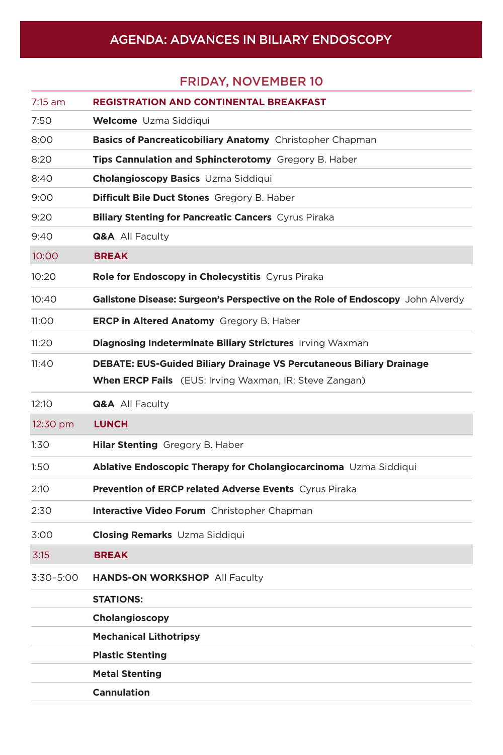# AGENDA: ADVANCES IN BILIARY ENDOSCOPY

## FRIDAY, NOVEMBER 10

| | |
|---|---|
| 7:15 am | **REGISTRATION AND CONTINENTAL BREAKFAST** |
| 7:50 | **Welcome** Uzma Siddiqui |
| 8:00 | **Basics of Pancreaticobiliary Anatomy** Christopher Chapman |
| 8:20 | **Tips Cannulation and Sphincterotomy** Gregory B. Haber |
| 8:40 | **Cholangioscopy Basics** Uzma Siddiqui |
| 9:00 | **Difficult Bile Duct Stones** Gregory B. Haber |
| 9:20 | **Biliary Stenting for Pancreatic Cancers** Cyrus Piraka |
| 9:40 | **Q&A** All Faculty |
| 10:00 | **BREAK** |
| 10:20 | **Role for Endoscopy in Cholecystitis** Cyrus Piraka |
| 10:40 | **Gallstone Disease: Surgeon's Perspective on the Role of Endoscopy** John Alverdy |
| 11:00 | **ERCP in Altered Anatomy** Gregory B. Haber |
| 11:20 | **Diagnosing Indeterminate Biliary Strictures** Irving Waxman |
| 11:40 | **DEBATE: EUS-Guided Biliary Drainage VS Percutaneous Biliary Drainage When ERCP Fails** (EUS: Irving Waxman, IR: Steve Zangan) |
| 12:10 | **Q&A** All Faculty |
| 12:30 pm | **LUNCH** |
| 1:30 | **Hilar Stenting** Gregory B. Haber |
| 1:50 | **Ablative Endoscopic Therapy for Cholangiocarcinoma** Uzma Siddiqui |
| 2:10 | **Prevention of ERCP related Adverse Events** Cyrus Piraka |
| 2:30 | **Interactive Video Forum** Christopher Chapman |
| 3:00 | **Closing Remarks** Uzma Siddiqui |
| 3:15 | **BREAK** |
| 3:30–5:00 | **HANDS-ON WORKSHOP** All Faculty |
| | **STATIONS:** |
| | **Cholangioscopy** |
| | **Mechanical Lithotripsy** |
| | **Plastic Stenting** |
| | **Metal Stenting** |
| | **Cannulation** |